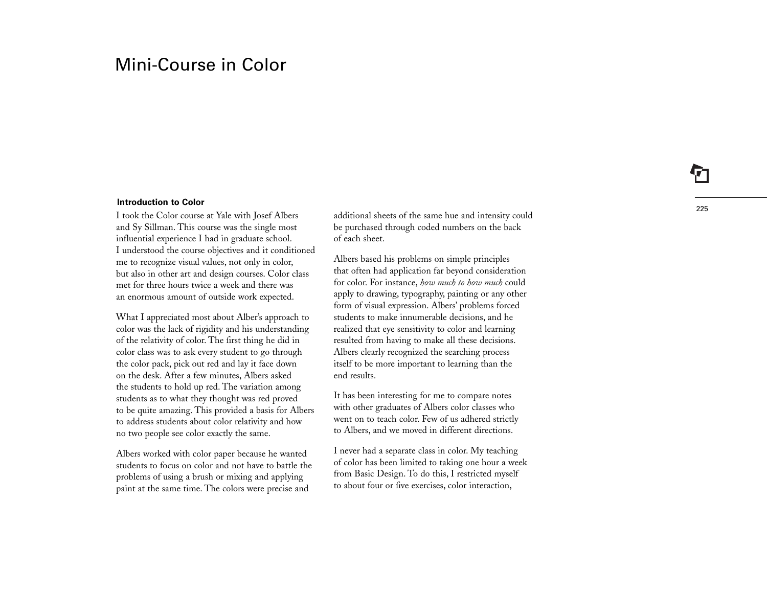# Mini-Course in Color

### Introduction to Color

I took the Color course at Yale with Josef Albers and Sy Sillman. This course was the single most influential experience I had in graduate school. I understood the course objectives and it conditioned me to recognize visual values, not only in color, but also in other art and design courses. Color class met for three hours twice a week and there was an enormous amount of outside work expected.

What I appreciated most about Alber's approach to color was the lack of rigidity and his understanding of the relativity of color. The first thing he did in color class was to ask every student to go through the color pack, pick out red and lay it face down on the desk. After a few minutes, Albers asked the students to hold up red. The variation among students as to what they thought was red proved to be quite amazing. This provided a basis for Albers to address students about color relativity and how no two people see color exactly the same.

Albers worked with color paper because he wanted students to focus on color and not have to battle the problems of using a brush or mixing and applying paint at the same time. The colors were precise and additional sheets of the same hue and intensity could be purchased through coded numbers on the back of each sheet.

Albers based his problems on simple principles that often had application far beyond consideration for color. For instance, *how much to how much* could apply to drawing, typography, painting or any other form of visual expression. Albers' problems forced students to make innumerable decisions, and he realized that eye sensitivity to color and learning resulted from having to make all these decisions. Albers clearly recognized the searching process itself to be more important to learning than the end results.

It has been interesting for me to compare notes with other graduates of Albers color classes who went on to teach color. Few of us adhered strictly to Albers, and we moved in different directions.

I never had a separate class in color. My teaching of color has been limited to taking one hour a week from Basic Design. To do this, I restricted myself to about four or five exercises, color interaction,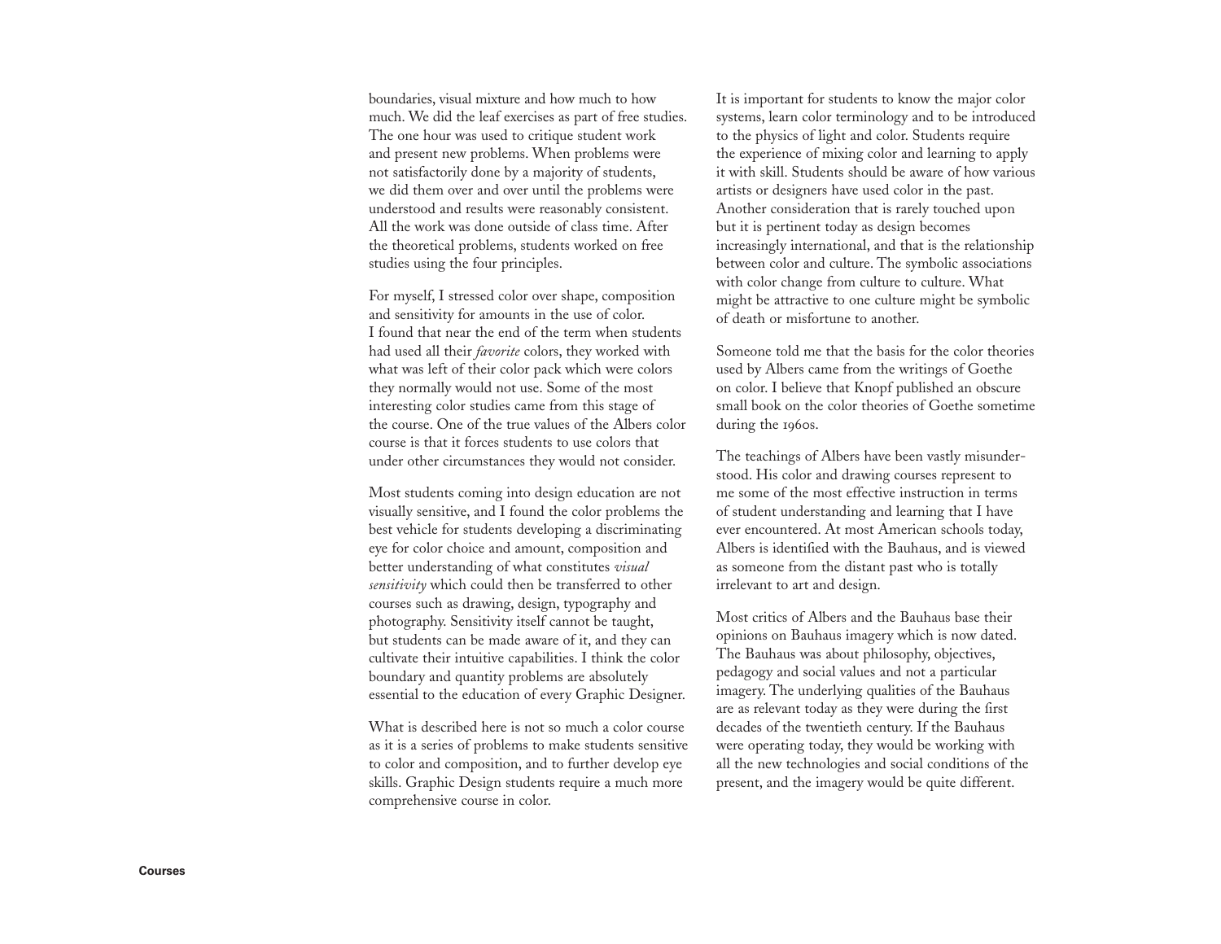boundaries, visual mixture and how much to how much. We did the leaf exercises as part of free studies. The one hour was used to critique student work and present new problems. When problems were not satisfactorily done by a majority of students, we did them over and over until the problems were understood and results were reasonably consistent. All the work was done outside of class time. After the theoretical problems, students worked on free studies using the four principles.

For myself, I stressed color over shape, composition and sensitivity for amounts in the use of color. I found that near the end of the term when students had used all their *favorite* colors, they worked with what was left of their color pack which were colors they normally would not use. Some of the most interesting color studies came from this stage of the course. One of the true values of the Albers color course is that it forces students to use colors that under other circumstances they would not consider.

Most students coming into design education are not visually sensitive, and I found the color problems the best vehicle for students developing a discriminating eye for color choice and amount, composition and better understanding of what constitutes *visual sensitivity* which could then be transferred to other courses such as drawing, design, typography and photography. Sensitivity itself cannot be taught, but students can be made aware of it, and they can cultivate their intuitive capabilities. I think the color boundary and quantity problems are absolutely essential to the education of every Graphic Designer.

What is described here is not so much a color course as it is a series of problems to make students sensitive to color and composition, and to further develop eye skills. Graphic Design students require a much more comprehensive course in color.

It is important for students to know the major color systems, learn color terminology and to be introduced to the physics of light and color. Students require the experience of mixing color and learning to apply it with skill. Students should be aware of how various artists or designers have used color in the past. Another consideration that is rarely touched upon but it is pertinent today as design becomes increasingly international, and that is the relationship between color and culture. The symbolic associations with color change from culture to culture. What might be attractive to one culture might be symbolic of death or misfortune to another.

Someone told me that the basis for the color theories used by Albers came from the writings of Goethe on color. I believe that Knopf published an obscure small book on the color theories of Goethe sometime during the 1960s.

The teachings of Albers have been vastly misunderstood. His color and drawing courses represent to me some of the most effective instruction in terms of student understanding and learning that I have ever encountered. At most American schools today, Albers is identified with the Bauhaus, and is viewed as someone from the distant past who is totally irrelevant to art and design.

Most critics of Albers and the Bauhaus base their opinions on Bauhaus imagery which is now dated. The Bauhaus was about philosophy, objectives, pedagogy and social values and not a particular imagery. The underlying qualities of the Bauhaus are as relevant today as they were during the first decades of the twentieth century. If the Bauhaus were operating today, they would be working with all the new technologies and social conditions of the present, and the imagery would be quite different.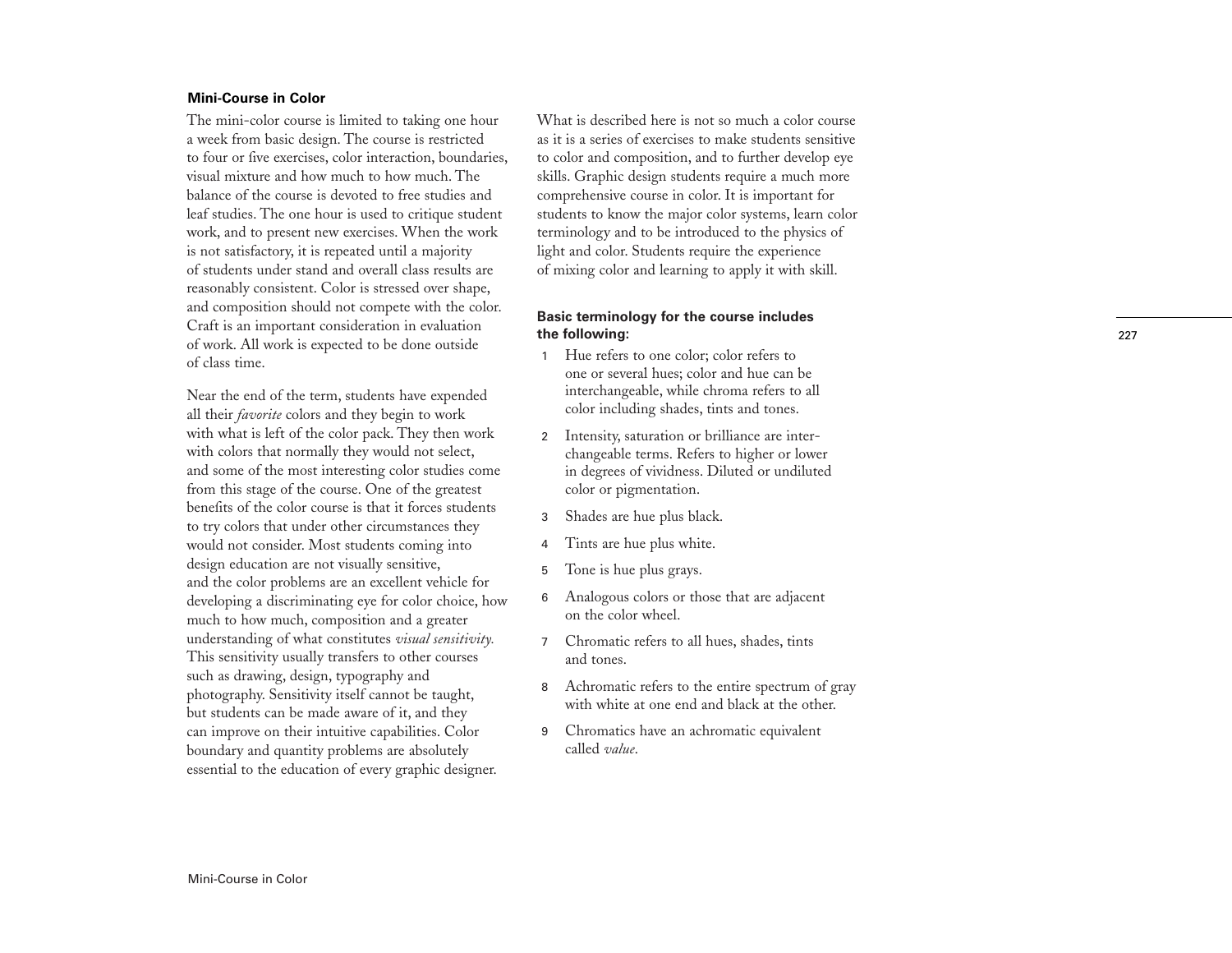## Mini-Course in Color

The mini-color course is limited to taking one hour a week from basic design. The course is restricted to four or five exercises, color interaction, boundaries, visual mixture and how much to how much. The balance of the course is devoted to free studies and leaf studies. The one hour is used to critique student work, and to present new exercises. When the work is not satisfactory, it is repeated until a majority of students under stand and overall class results are reasonably consistent. Color is stressed over shape, and composition should not compete with the color. Craft is an important consideration in evaluation of work. All work is expected to be done outside of class time.

Near the end of the term, students have expended all their *favorite* colors and they begin to work with what is left of the color pack. They then work with colors that normally they would not select, and some of the most interesting color studies come from this stage of the course. One of the greatest benefits of the color course is that it forces students to try colors that under other circumstances they would not consider. Most students coming into design education are not visually sensitive, and the color problems are an excellent vehicle for developing a discriminating eye for color choice, how much to how much, composition and a greater understanding of what constitutes *visual sensitivity.* This sensitivity usually transfers to other courses such as drawing, design, typography and photography. Sensitivity itself cannot be taught, but students can be made aware of it, and they can improve on their intuitive capabilities. Color boundary and quantity problems are absolutely essential to the education of every graphic designer.

What is described here is not so much a color course as it is a series of exercises to make students sensitive to color and composition, and to further develop eye skills. Graphic design students require a much more comprehensive course in color. It is important for students to know the major color systems, learn color terminology and to be introduced to the physics of light and color. Students require the experience of mixing color and learning to apply it with skill.

**Basic terminology for the course includes the following:**

1. Hue refers to one color; color refers to one or several hues; color and hue can be interchangeable, while chroma refers to all color including shades, tints and tones.
2. Intensity, saturation or brilliance are interchangeable terms. Refers to higher or lower in degrees of vividness. Diluted or undiluted color or pigmentation.
3. Shades are hue plus black.
4. Tints are hue plus white.
5. Tone is hue plus grays.
6. Analogous colors or those that are adjacent on the color wheel.
7. Chromatic refers to all hues, shades, tints and tones.
8. Achromatic refers to the entire spectrum of gray with white at one end and black at the other.
9. Chromatics have an achromatic equivalent called *value*.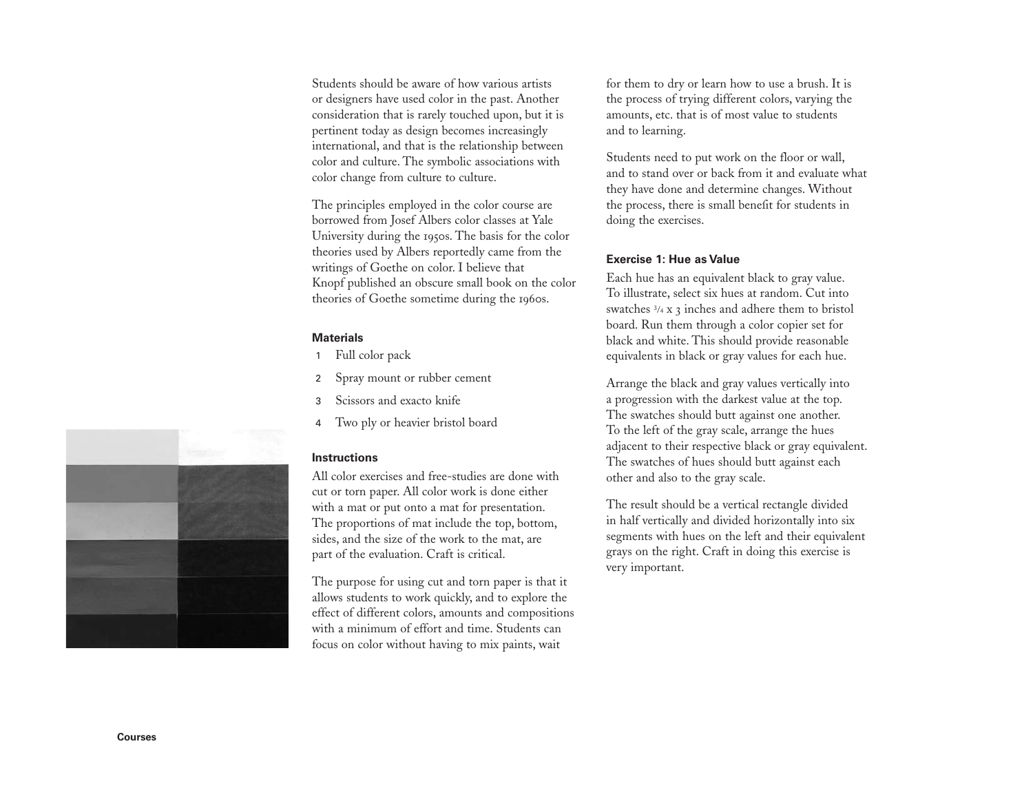Students should be aware of how various artists or designers have used color in the past. Another consideration that is rarely touched upon, but it is pertinent today as design becomes increasingly international, and that is the relationship between color and culture. The symbolic associations with color change from culture to culture.

The principles employed in the color course are borrowed from Josef Albers color classes at Yale University during the 1950s. The basis for the color theories used by Albers reportedly came from the writings of Goethe on color. I believe that Knopf published an obscure small book on the color theories of Goethe sometime during the 1960s.

#### Materials

1. Full color pack
2. Spray mount or rubber cement
3. Scissors and exacto knife
4. Two ply or heavier bristol board

#### Instructions

All color exercises and free-studies are done with cut or torn paper. All color work is done either with a mat or put onto a mat for presentation. The proportions of mat include the top, bottom, sides, and the size of the work to the mat, are part of the evaluation. Craft is critical.

The purpose for using cut and torn paper is that it allows students to work quickly, and to explore the effect of different colors, amounts and compositions with a minimum of effort and time. Students can focus on color without having to mix paints, wait for them to dry or learn how to use a brush. It is the process of trying different colors, varying the amounts, etc. that is of most value to students and to learning.

Students need to put work on the floor or wall, and to stand over or back from it and evaluate what they have done and determine changes. Without the process, there is small benefit for students in doing the exercises.

#### Exercise 1: Hue as Value

Each hue has an equivalent black to gray value. To illustrate, select six hues at random. Cut into swatches 3/4 x 3 inches and adhere them to bristol board. Run them through a color copier set for black and white. This should provide reasonable equivalents in black or gray values for each hue.

Arrange the black and gray values vertically into a progression with the darkest value at the top. The swatches should butt against one another. To the left of the gray scale, arrange the hues adjacent to their respective black or gray equivalent. The swatches of hues should butt against each other and also to the gray scale.

The result should be a vertical rectangle divided in half vertically and divided horizontally into six segments with hues on the left and their equivalent grays on the right. Craft in doing this exercise is very important.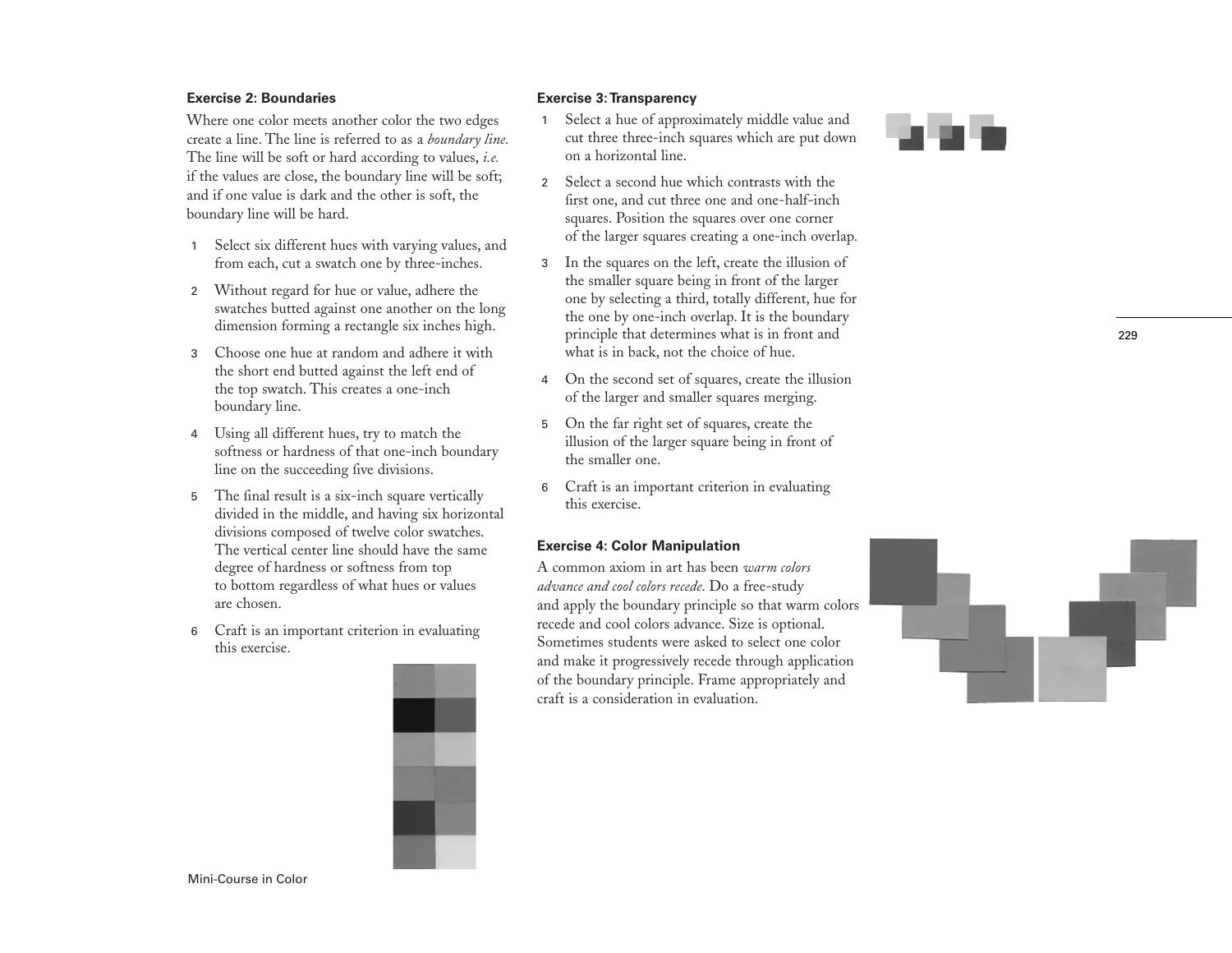### Exercise 2: Boundaries

Where one color meets another color the two edges create a line. The line is referred to as a *boundary line.* The line will be soft or hard according to values, *i.e.* if the values are close, the boundary line will be soft; and if one value is dark and the other is soft, the boundary line will be hard.

1. Select six different hues with varying values, and from each, cut a swatch one by three-inches.
2. Without regard for hue or value, adhere the swatches butted against one another on the long dimension forming a rectangle six inches high.
3. Choose one hue at random and adhere it with the short end butted against the left end of the top swatch. This creates a one-inch boundary line.
4. Using all different hues, try to match the softness or hardness of that one-inch boundary line on the succeeding five divisions.
5. The final result is a six-inch square vertically divided in the middle, and having six horizontal divisions composed of twelve color swatches. The vertical center line should have the same degree of hardness or softness from top to bottom regardless of what hues or values are chosen.
6. Craft is an important criterion in evaluating this exercise.

### Exercise 3: Transparency

1. Select a hue of approximately middle value and cut three three-inch squares which are put down on a horizontal line.
2. Select a second hue which contrasts with the first one, and cut three one and one-half-inch squares. Position the squares over one corner of the larger squares creating a one-inch overlap.
3. In the squares on the left, create the illusion of the smaller square being in front of the larger one by selecting a third, totally different, hue for the one by one-inch overlap. It is the boundary principle that determines what is in front and what is in back, not the choice of hue.
4. On the second set of squares, create the illusion of the larger and smaller squares merging.
5. On the far right set of squares, create the illusion of the larger square being in front of the smaller one.
6. Craft is an important criterion in evaluating this exercise.

### Exercise 4: Color Manipulation

A common axiom in art has been *warm colors advance and cool colors recede*. Do a free-study and apply the boundary principle so that warm colors recede and cool colors advance. Size is optional. Sometimes students were asked to select one color and make it progressively recede through application of the boundary principle. Frame appropriately and craft is a consideration in evaluation.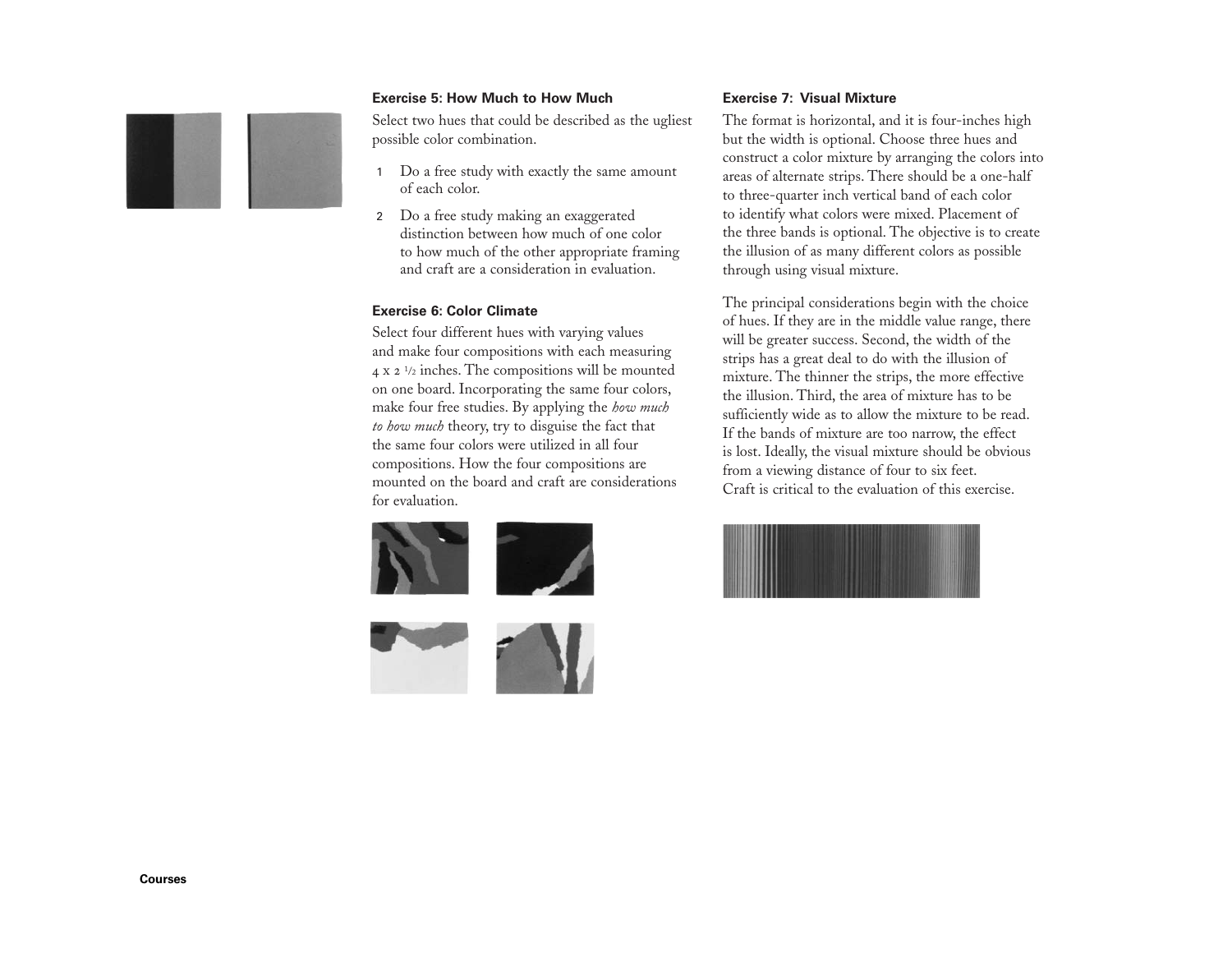### Exercise 5: How Much to How Much

Select two hues that could be described as the ugliest possible color combination.

1. Do a free study with exactly the same amount of each color.
2. Do a free study making an exaggerated distinction between how much of one color to how much of the other appropriate framing and craft are a consideration in evaluation.

### Exercise 6: Color Climate

Select four different hues with varying values and make four compositions with each measuring 4 x 2 1/2 inches. The compositions will be mounted on one board. Incorporating the same four colors, make four free studies. By applying the *how much to how much* theory, try to disguise the fact that the same four colors were utilized in all four compositions. How the four compositions are mounted on the board and craft are considerations for evaluation.

### Exercise 7: Visual Mixture

The format is horizontal, and it is four-inches high but the width is optional. Choose three hues and construct a color mixture by arranging the colors into areas of alternate strips. There should be a one-half to three-quarter inch vertical band of each color to identify what colors were mixed. Placement of the three bands is optional. The objective is to create the illusion of as many different colors as possible through using visual mixture.

The principal considerations begin with the choice of hues. If they are in the middle value range, there will be greater success. Second, the width of the strips has a great deal to do with the illusion of mixture. The thinner the strips, the more effective the illusion. Third, the area of mixture has to be sufficiently wide as to allow the mixture to be read. If the bands of mixture are too narrow, the effect is lost. Ideally, the visual mixture should be obvious from a viewing distance of four to six feet. Craft is critical to the evaluation of this exercise.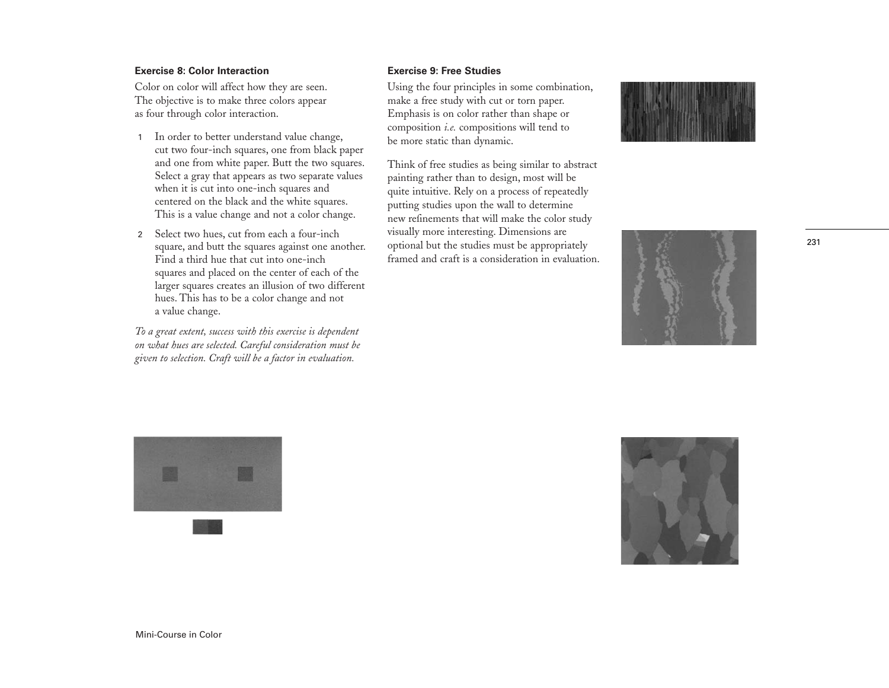### Exercise 8: Color Interaction

Color on color will affect how they are seen. The objective is to make three colors appear as four through color interaction.

1. In order to better understand value change, cut two four-inch squares, one from black paper and one from white paper. Butt the two squares. Select a gray that appears as two separate values when it is cut into one-inch squares and centered on the black and the white squares. This is a value change and not a color change.
2. Select two hues, cut from each a four-inch square, and butt the squares against one another. Find a third hue that cut into one-inch squares and placed on the center of each of the larger squares creates an illusion of two different hues. This has to be a color change and not a value change.

*To a great extent, success with this exercise is dependent on what hues are selected. Careful consideration must be given to selection. Craft will be a factor in evaluation.*

### Exercise 9: Free Studies

Using the four principles in some combination, make a free study with cut or torn paper. Emphasis is on color rather than shape or composition *i.e.* compositions will tend to be more static than dynamic.

Think of free studies as being similar to abstract painting rather than to design, most will be quite intuitive. Rely on a process of repeatedly putting studies upon the wall to determine new refinements that will make the color study visually more interesting. Dimensions are optional but the studies must be appropriately framed and craft is a consideration in evaluation.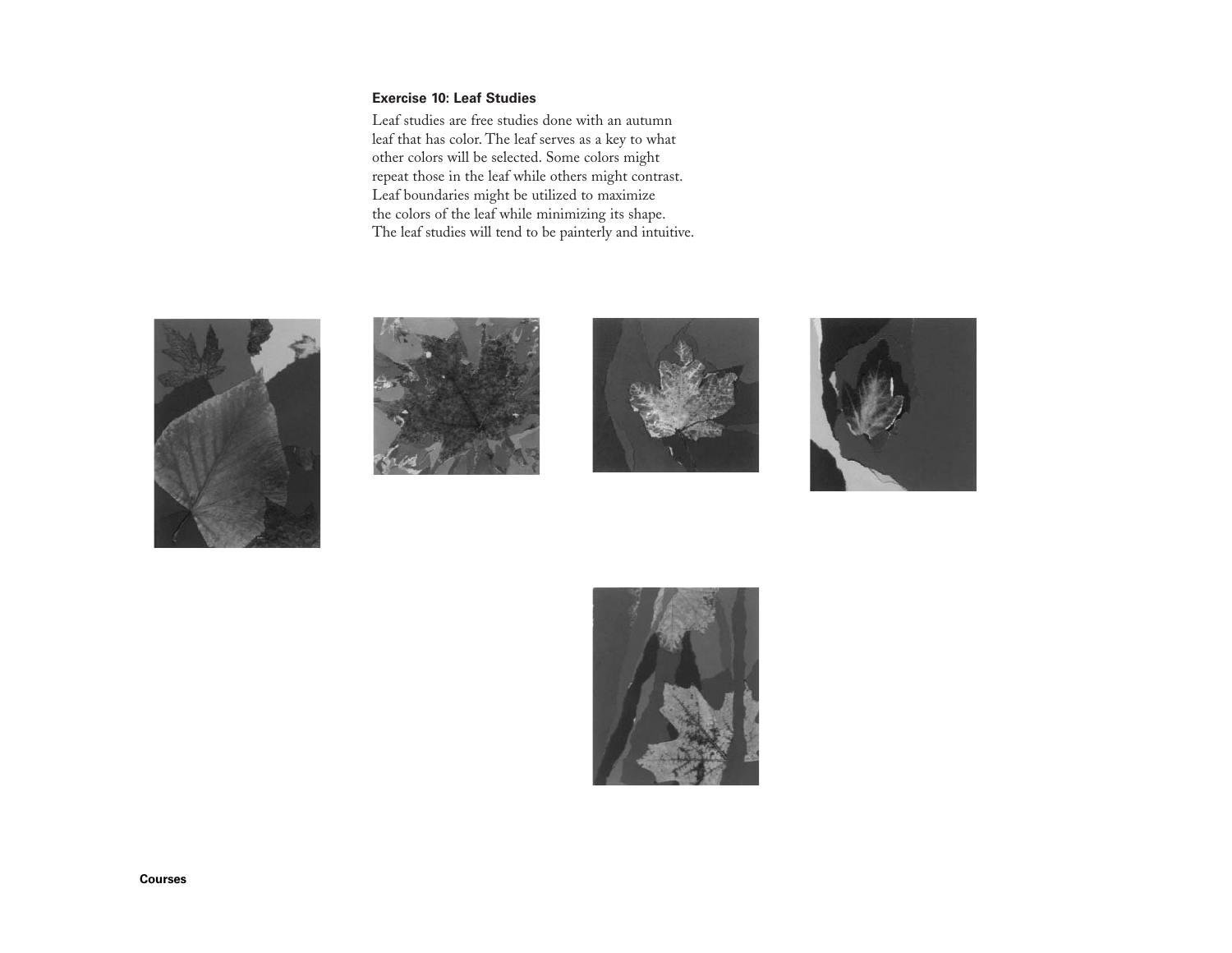**Exercise 10: Leaf Studies**

Leaf studies are free studies done with an autumn leaf that has color. The leaf serves as a key to what other colors will be selected. Some colors might repeat those in the leaf while others might contrast. Leaf boundaries might be utilized to maximize the colors of the leaf while minimizing its shape. The leaf studies will tend to be painterly and intuitive.